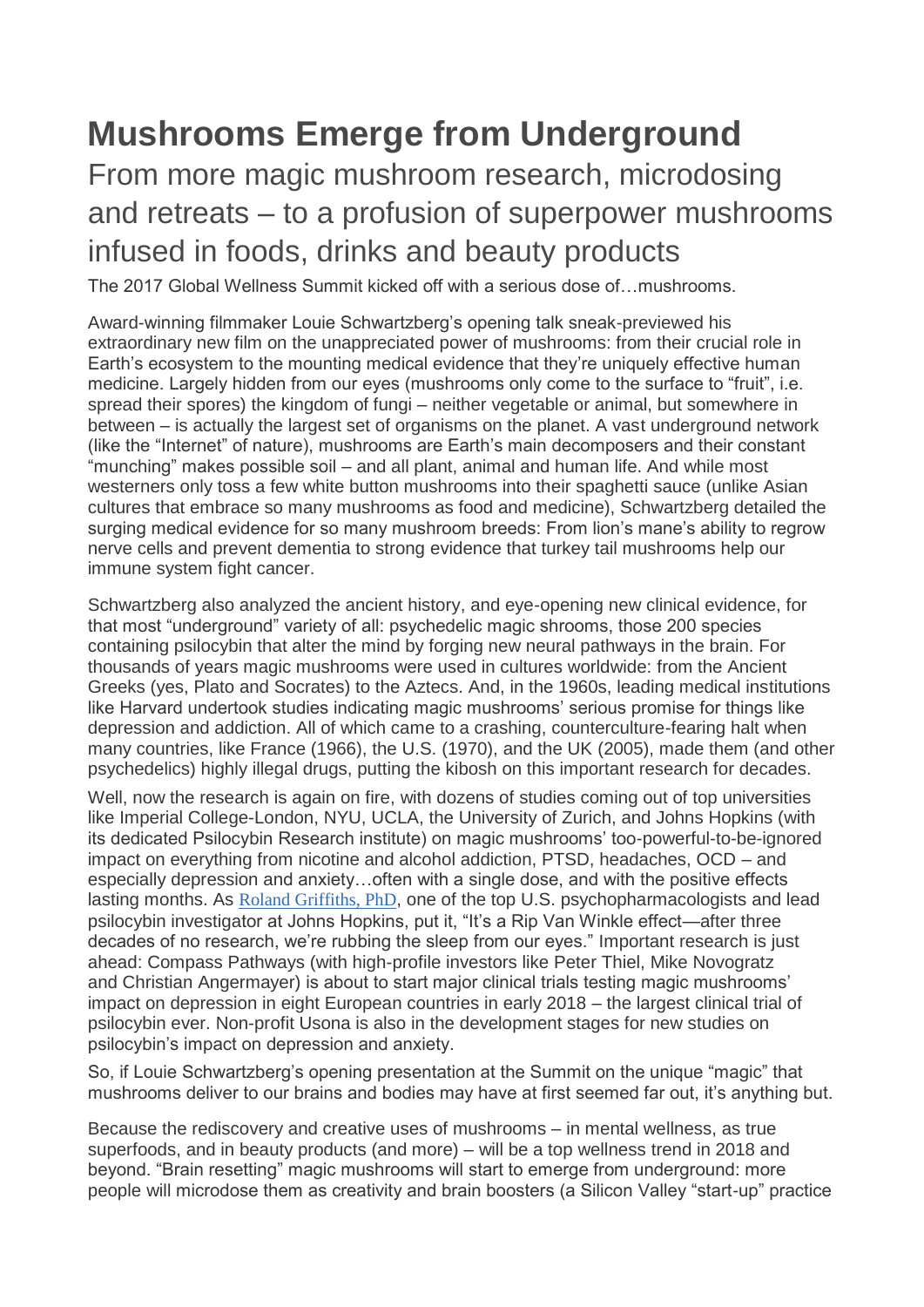# Mushrooms Emerge from Underground

## From more magic mushroom research, microdosing and retreats – to a profusion of superpower mushrooms infused in foods, drinks and beauty products

The 2017 Global Wellness Summit kicked off with a serious dose of…mushrooms.

Award-winning filmmaker Louie Schwartzberg's opening talk sneak-previewed his extraordinary new film on the unappreciated power of mushrooms: from their crucial role in Earth's ecosystem to the mounting medical evidence that they're uniquely effective human medicine. Largely hidden from our eyes (mushrooms only come to the surface to "fruit", i.e. spread their spores) the kingdom of fungi – neither vegetable or animal, but somewhere in between – is actually the largest set of organisms on the planet. A vast underground network (like the "Internet" of nature), mushrooms are Earth's main decomposers and their constant "munching" makes possible soil – and all plant, animal and human life. And while most westerners only toss a few white button mushrooms into their spaghetti sauce (unlike Asian cultures that embrace so many mushrooms as food and medicine), Schwartzberg detailed the surging medical evidence for so many mushroom breeds: From lion's mane's ability to regrow nerve cells and prevent dementia to strong evidence that turkey tail mushrooms help our immune system fight cancer.

Schwartzberg also analyzed the ancient history, and eye-opening new clinical evidence, for that most "underground" variety of all: psychedelic magic shrooms, those 200 species containing psilocybin that alter the mind by forging new neural pathways in the brain. For thousands of years magic mushrooms were used in cultures worldwide: from the Ancient Greeks (yes, Plato and Socrates) to the Aztecs. And, in the 1960s, leading medical institutions like Harvard undertook studies indicating magic mushrooms' serious promise for things like depression and addiction. All of which came to a crashing, counterculture-fearing halt when many countries, like France (1966), the U.S. (1970), and the UK (2005), made them (and other psychedelics) highly illegal drugs, putting the kibosh on this important research for decades.

Well, now the research is again on fire, with dozens of studies coming out of top universities like Imperial College-London, NYU, UCLA, the University of Zurich, and Johns Hopkins (with its dedicated Psilocybin Research institute) on magic mushrooms' too-powerful-to-be-ignored impact on everything from nicotine and alcohol addiction, PTSD, headaches, OCD – and especially depression and anxiety…often with a single dose, and with the positive effects lasting months. As Roland Griffiths, PhD, one of the top U.S. psychopharmacologists and lead psilocybin investigator at Johns Hopkins, put it, "It's a Rip Van Winkle effect—after three decades of no research, we're rubbing the sleep from our eyes." Important research is just ahead: Compass Pathways (with high-profile investors like Peter Thiel, Mike Novogratz and Christian Angermayer) is about to start major clinical trials testing magic mushrooms' impact on depression in eight European countries in early 2018 – the largest clinical trial of psilocybin ever. Non-profit Usona is also in the development stages for new studies on psilocybin's impact on depression and anxiety.

So, if Louie Schwartzberg's opening presentation at the Summit on the unique "magic" that mushrooms deliver to our brains and bodies may have at first seemed far out, it's anything but.

Because the rediscovery and creative uses of mushrooms – in mental wellness, as true superfoods, and in beauty products (and more) – will be a top wellness trend in 2018 and beyond. "Brain resetting" magic mushrooms will start to emerge from underground: more people will microdose them as creativity and brain boosters (a Silicon Valley "start-up" practice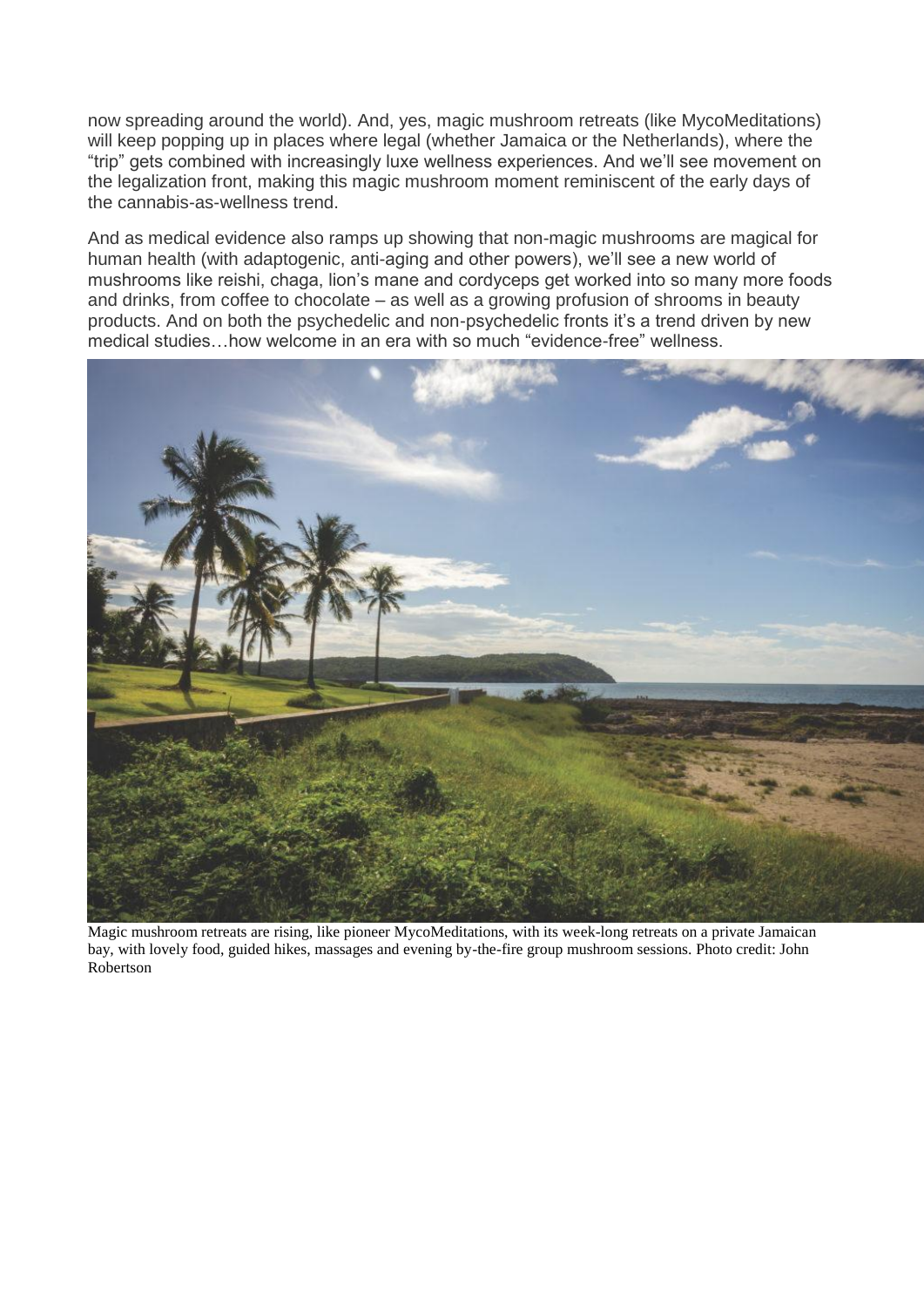now spreading around the world). And, yes, magic mushroom retreats (like MycoMeditations) will keep popping up in places where legal (whether Jamaica or the Netherlands), where the "trip" gets combined with increasingly luxe wellness experiences. And we'll see movement on the legalization front, making this magic mushroom moment reminiscent of the early days of the cannabis-as-wellness trend.

And as medical evidence also ramps up showing that non-magic mushrooms are magical for human health (with adaptogenic, anti-aging and other powers), we'll see a new world of mushrooms like reishi, chaga, lion's mane and cordyceps get worked into so many more foods and drinks, from coffee to chocolate – as well as a growing profusion of shrooms in beauty products. And on both the psychedelic and non-psychedelic fronts it's a trend driven by new medical studies…how welcome in an era with so much "evidence-free" wellness.

Magic mushroom retreats are rising, like pioneer MycoMeditations, with its week-long retreats on a private Jamaican bay, with lovely food, guided hikes, massages and evening by-the-fire group mushroom sessions. Photo credit: John Robertson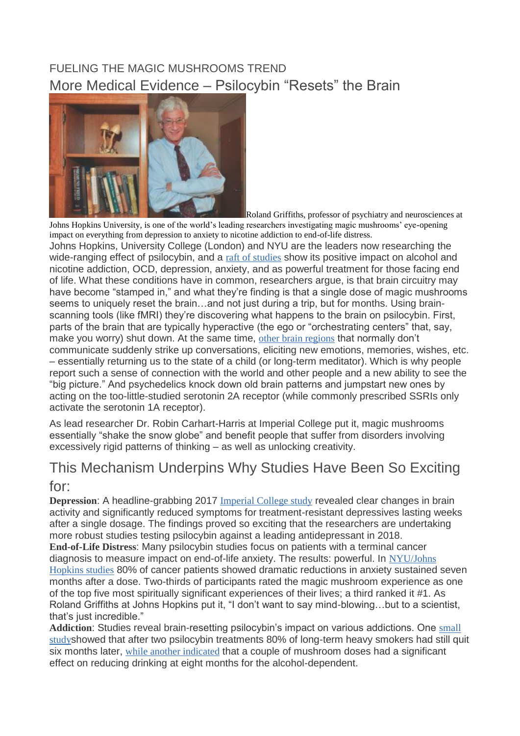FUELING THE MAGIC MUSHROOMS TREND

## More Medical Evidence – Psilocybin “Resets” the Brain

Roland Griffiths, professor of psychiatry and neurosciences at Johns Hopkins University, is one of the world’s leading researchers investigating magic mushrooms’ eye-opening impact on everything from depression to anxiety to nicotine addiction to end-of-life distress.

Johns Hopkins, University College (London) and NYU are the leaders now researching the wide-ranging effect of psilocybin, and a raft of studies show its positive impact on alcohol and nicotine addiction, OCD, depression, anxiety, and as powerful treatment for those facing end of life. What these conditions have in common, researchers argue, is that brain circuitry may have become “stamped in,” and what they’re finding is that a single dose of magic mushrooms seems to uniquely reset the brain…and not just during a trip, but for months. Using brain-scanning tools (like fMRI) they’re discovering what happens to the brain on psilocybin. First, parts of the brain that are typically hyperactive (the ego or “orchestrating centers” that, say, make you worry) shut down. At the same time, other brain regions that normally don’t communicate suddenly strike up conversations, eliciting new emotions, memories, wishes, etc. – essentially returning us to the state of a child (or long-term meditator). Which is why people report such a sense of connection with the world and other people and a new ability to see the “big picture.” And psychedelics knock down old brain patterns and jumpstart new ones by acting on the too-little-studied serotonin 2A receptor (while commonly prescribed SSRIs only activate the serotonin 1A receptor).

As lead researcher Dr. Robin Carhart-Harris at Imperial College put it, magic mushrooms essentially “shake the snow globe” and benefit people that suffer from disorders involving excessively rigid patterns of thinking – as well as unlocking creativity.

## This Mechanism Underpins Why Studies Have Been So Exciting for:

**Depression**: A headline-grabbing 2017 Imperial College study revealed clear changes in brain activity and significantly reduced symptoms for treatment-resistant depressives lasting weeks after a single dosage. The findings proved so exciting that the researchers are undertaking more robust studies testing psilocybin against a leading antidepressant in 2018.

**End-of-Life Distress**: Many psilocybin studies focus on patients with a terminal cancer diagnosis to measure impact on end-of-life anxiety. The results: powerful. In NYU/Johns Hopkins studies 80% of cancer patients showed dramatic reductions in anxiety sustained seven months after a dose. Two-thirds of participants rated the magic mushroom experience as one of the top five most spiritually significant experiences of their lives; a third ranked it #1. As Roland Griffiths at Johns Hopkins put it, “I don’t want to say mind-blowing…but to a scientist, that’s just incredible.”

**Addiction**: Studies reveal brain-resetting psilocybin’s impact on various addictions. One small studyshowed that after two psilocybin treatments 80% of long-term heavy smokers had still quit six months later, while another indicated that a couple of mushroom doses had a significant effect on reducing drinking at eight months for the alcohol-dependent.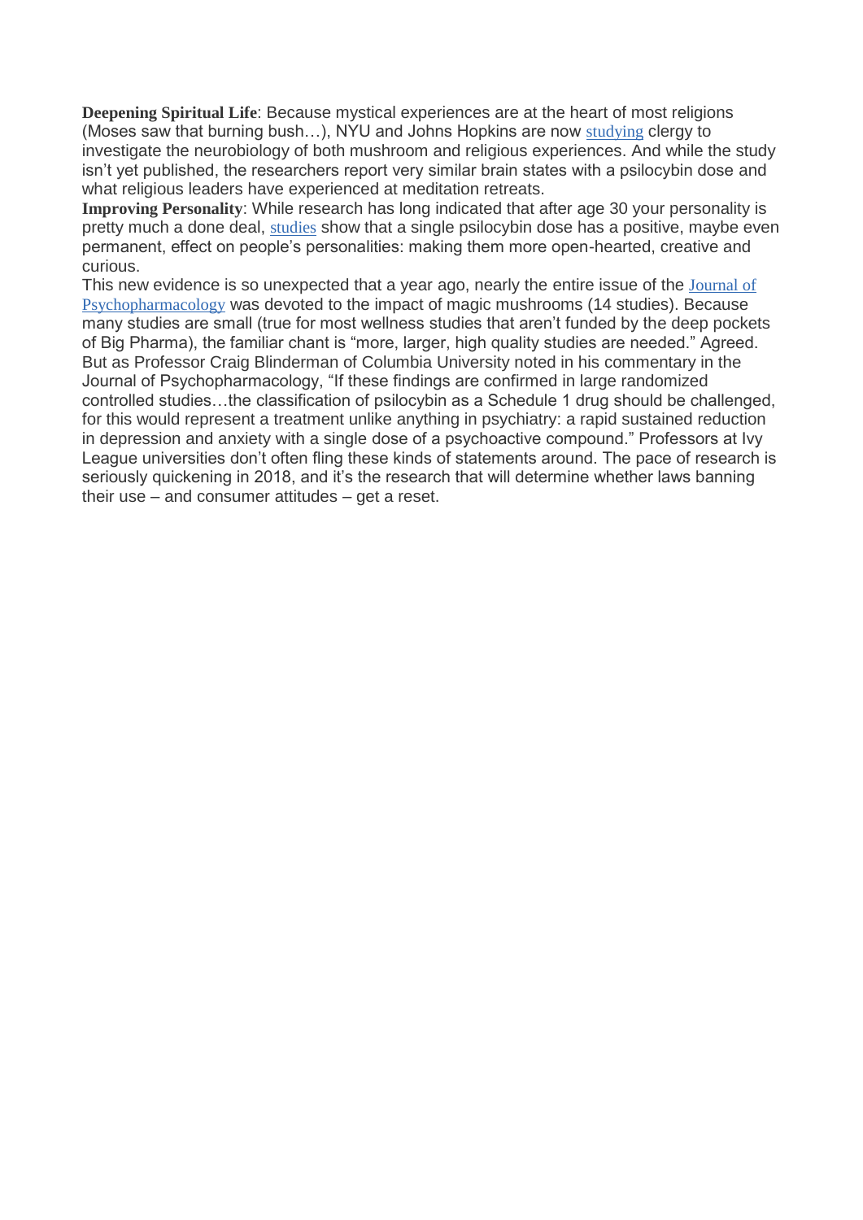**Deepening Spiritual Life**: Because mystical experiences are at the heart of most religions (Moses saw that burning bush…), NYU and Johns Hopkins are now studying clergy to investigate the neurobiology of both mushroom and religious experiences. And while the study isn't yet published, the researchers report very similar brain states with a psilocybin dose and what religious leaders have experienced at meditation retreats.

**Improving Personality**: While research has long indicated that after age 30 your personality is pretty much a done deal, studies show that a single psilocybin dose has a positive, maybe even permanent, effect on people's personalities: making them more open-hearted, creative and curious.

This new evidence is so unexpected that a year ago, nearly the entire issue of the Journal of Psychopharmacology was devoted to the impact of magic mushrooms (14 studies). Because many studies are small (true for most wellness studies that aren't funded by the deep pockets of Big Pharma), the familiar chant is "more, larger, high quality studies are needed." Agreed. But as Professor Craig Blinderman of Columbia University noted in his commentary in the Journal of Psychopharmacology, "If these findings are confirmed in large randomized controlled studies…the classification of psilocybin as a Schedule 1 drug should be challenged, for this would represent a treatment unlike anything in psychiatry: a rapid sustained reduction in depression and anxiety with a single dose of a psychoactive compound." Professors at Ivy League universities don't often fling these kinds of statements around. The pace of research is seriously quickening in 2018, and it's the research that will determine whether laws banning their use – and consumer attitudes – get a reset.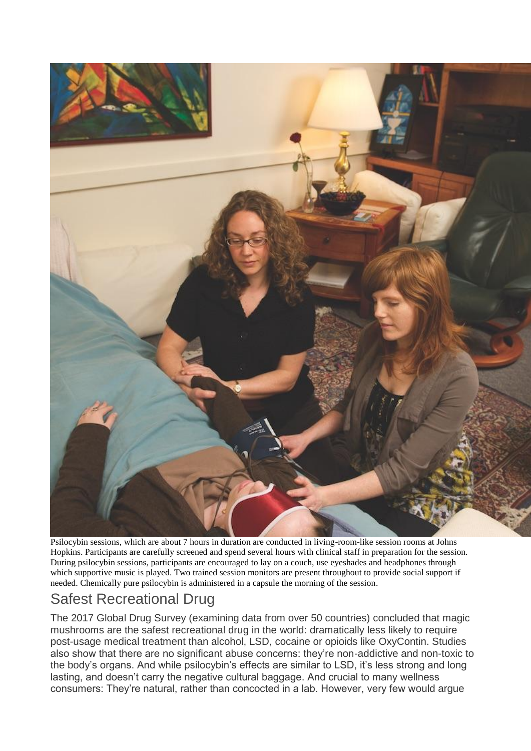Psilocybin sessions, which are about 7 hours in duration are conducted in living-room-like session rooms at Johns Hopkins. Participants are carefully screened and spend several hours with clinical staff in preparation for the session. During psilocybin sessions, participants are encouraged to lay on a couch, use eyeshades and headphones through which supportive music is played. Two trained session monitors are present throughout to provide social support if needed. Chemically pure psilocybin is administered in a capsule the morning of the session.

## Safest Recreational Drug

The 2017 Global Drug Survey (examining data from over 50 countries) concluded that magic mushrooms are the safest recreational drug in the world: dramatically less likely to require post-usage medical treatment than alcohol, LSD, cocaine or opioids like OxyContin. Studies also show that there are no significant abuse concerns: they're non-addictive and non-toxic to the body's organs. And while psilocybin's effects are similar to LSD, it's less strong and long lasting, and doesn't carry the negative cultural baggage. And crucial to many wellness consumers: They're natural, rather than concocted in a lab. However, very few would argue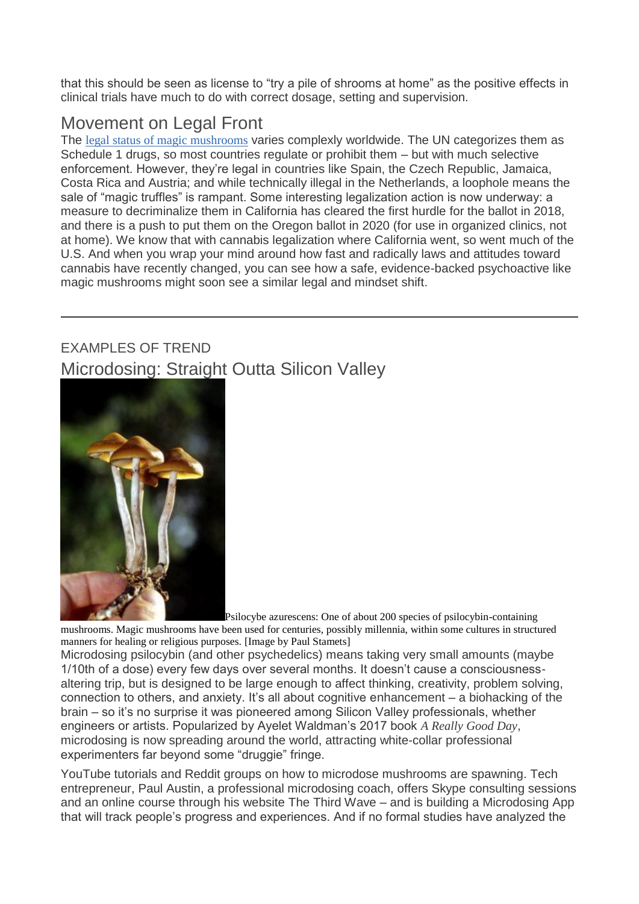that this should be seen as license to "try a pile of shrooms at home" as the positive effects in clinical trials have much to do with correct dosage, setting and supervision.

## Movement on Legal Front

The legal status of magic mushrooms varies complexly worldwide. The UN categorizes them as Schedule 1 drugs, so most countries regulate or prohibit them – but with much selective enforcement. However, they're legal in countries like Spain, the Czech Republic, Jamaica, Costa Rica and Austria; and while technically illegal in the Netherlands, a loophole means the sale of "magic truffles" is rampant. Some interesting legalization action is now underway: a measure to decriminalize them in California has cleared the first hurdle for the ballot in 2018, and there is a push to put them on the Oregon ballot in 2020 (for use in organized clinics, not at home). We know that with cannabis legalization where California went, so went much of the U.S. And when you wrap your mind around how fast and radically laws and attitudes toward cannabis have recently changed, you can see how a safe, evidence-backed psychoactive like magic mushrooms might soon see a similar legal and mindset shift.

---

EXAMPLES OF TREND

## Microdosing: Straight Outta Silicon Valley

Psilocybe azurescens: One of about 200 species of psilocybin-containing mushrooms. Magic mushrooms have been used for centuries, possibly millennia, within some cultures in structured manners for healing or religious purposes. [Image by Paul Stamets]

Microdosing psilocybin (and other psychedelics) means taking very small amounts (maybe 1/10th of a dose) every few days over several months. It doesn't cause a consciousness-altering trip, but is designed to be large enough to affect thinking, creativity, problem solving, connection to others, and anxiety. It's all about cognitive enhancement – a biohacking of the brain – so it's no surprise it was pioneered among Silicon Valley professionals, whether engineers or artists. Popularized by Ayelet Waldman's 2017 book *A Really Good Day*, microdosing is now spreading around the world, attracting white-collar professional experimenters far beyond some "druggie" fringe.

YouTube tutorials and Reddit groups on how to microdose mushrooms are spawning. Tech entrepreneur, Paul Austin, a professional microdosing coach, offers Skype consulting sessions and an online course through his website The Third Wave – and is building a Microdosing App that will track people's progress and experiences. And if no formal studies have analyzed the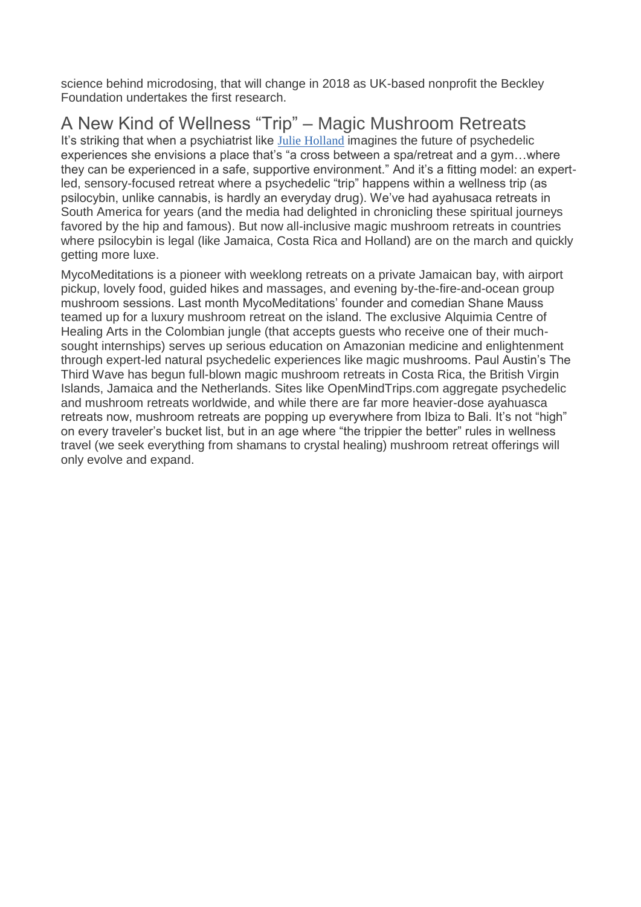science behind microdosing, that will change in 2018 as UK-based nonprofit the Beckley Foundation undertakes the first research.

## A New Kind of Wellness "Trip" – Magic Mushroom Retreats

It's striking that when a psychiatrist like Julie Holland imagines the future of psychedelic experiences she envisions a place that's "a cross between a spa/retreat and a gym…where they can be experienced in a safe, supportive environment." And it's a fitting model: an expert-led, sensory-focused retreat where a psychedelic "trip" happens within a wellness trip (as psilocybin, unlike cannabis, is hardly an everyday drug). We've had ayahusaca retreats in South America for years (and the media had delighted in chronicling these spiritual journeys favored by the hip and famous). But now all-inclusive magic mushroom retreats in countries where psilocybin is legal (like Jamaica, Costa Rica and Holland) are on the march and quickly getting more luxe.

MycoMeditations is a pioneer with weeklong retreats on a private Jamaican bay, with airport pickup, lovely food, guided hikes and massages, and evening by-the-fire-and-ocean group mushroom sessions. Last month MycoMeditations' founder and comedian Shane Mauss teamed up for a luxury mushroom retreat on the island. The exclusive Alquimia Centre of Healing Arts in the Colombian jungle (that accepts guests who receive one of their much-sought internships) serves up serious education on Amazonian medicine and enlightenment through expert-led natural psychedelic experiences like magic mushrooms. Paul Austin's The Third Wave has begun full-blown magic mushroom retreats in Costa Rica, the British Virgin Islands, Jamaica and the Netherlands. Sites like OpenMindTrips.com aggregate psychedelic and mushroom retreats worldwide, and while there are far more heavier-dose ayahuasca retreats now, mushroom retreats are popping up everywhere from Ibiza to Bali. It's not "high" on every traveler's bucket list, but in an age where "the trippier the better" rules in wellness travel (we seek everything from shamans to crystal healing) mushroom retreat offerings will only evolve and expand.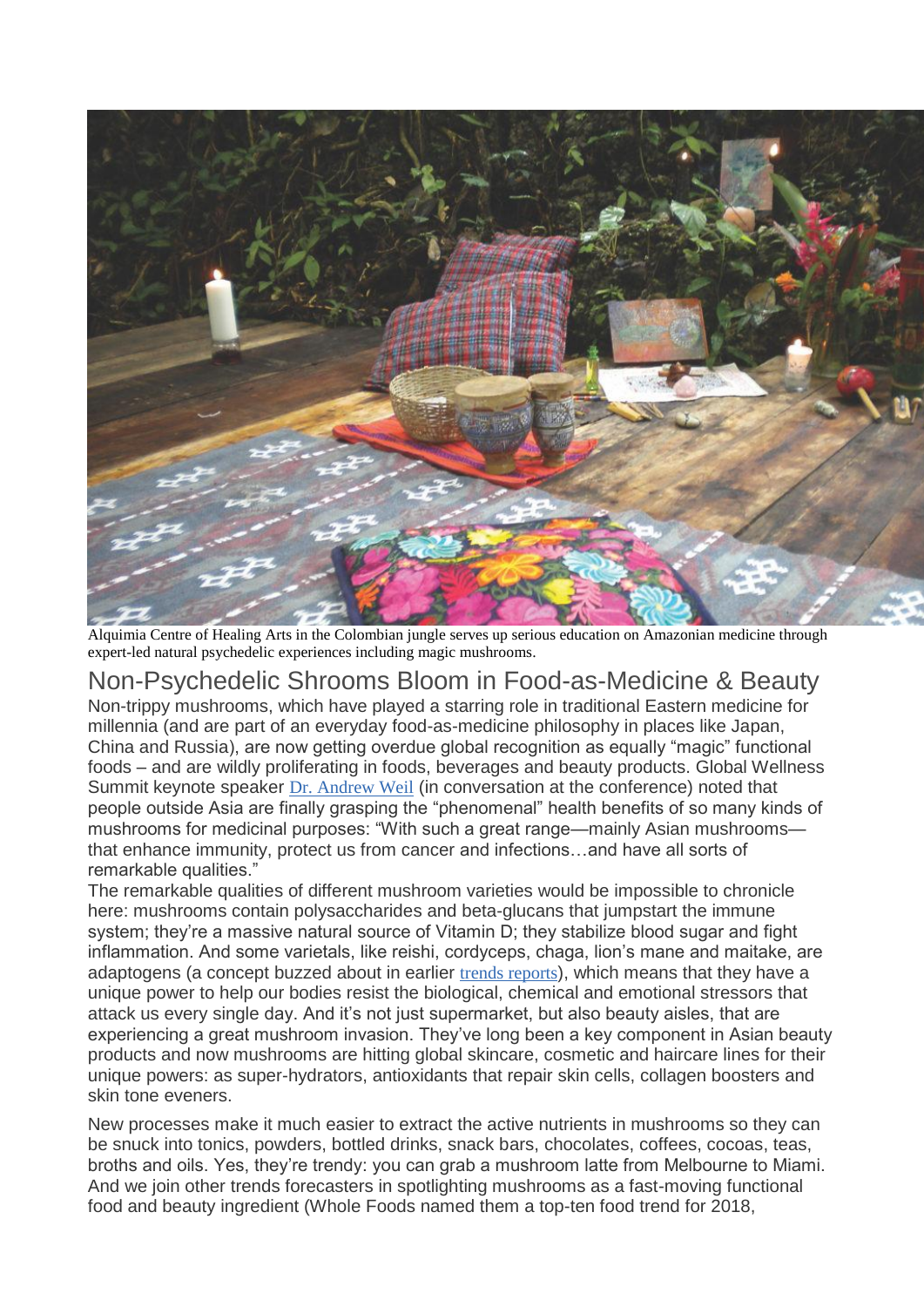Alquimia Centre of Healing Arts in the Colombian jungle serves up serious education on Amazonian medicine through expert-led natural psychedelic experiences including magic mushrooms.

## Non-Psychedelic Shrooms Bloom in Food-as-Medicine & Beauty

Non-trippy mushrooms, which have played a starring role in traditional Eastern medicine for millennia (and are part of an everyday food-as-medicine philosophy in places like Japan, China and Russia), are now getting overdue global recognition as equally "magic" functional foods – and are wildly proliferating in foods, beverages and beauty products. Global Wellness Summit keynote speaker Dr. Andrew Weil (in conversation at the conference) noted that people outside Asia are finally grasping the "phenomenal" health benefits of so many kinds of mushrooms for medicinal purposes: "With such a great range—mainly Asian mushrooms—that enhance immunity, protect us from cancer and infections…and have all sorts of remarkable qualities."

The remarkable qualities of different mushroom varieties would be impossible to chronicle here: mushrooms contain polysaccharides and beta-glucans that jumpstart the immune system; they're a massive natural source of Vitamin D; they stabilize blood sugar and fight inflammation. And some varietals, like reishi, cordyceps, chaga, lion's mane and maitake, are adaptogens (a concept buzzed about in earlier trends reports), which means that they have a unique power to help our bodies resist the biological, chemical and emotional stressors that attack us every single day. And it's not just supermarket, but also beauty aisles, that are experiencing a great mushroom invasion. They've long been a key component in Asian beauty products and now mushrooms are hitting global skincare, cosmetic and haircare lines for their unique powers: as super-hydrators, antioxidants that repair skin cells, collagen boosters and skin tone eveners.

New processes make it much easier to extract the active nutrients in mushrooms so they can be snuck into tonics, powders, bottled drinks, snack bars, chocolates, coffees, cocoas, teas, broths and oils. Yes, they're trendy: you can grab a mushroom latte from Melbourne to Miami. And we join other trends forecasters in spotlighting mushrooms as a fast-moving functional food and beauty ingredient (Whole Foods named them a top-ten food trend for 2018,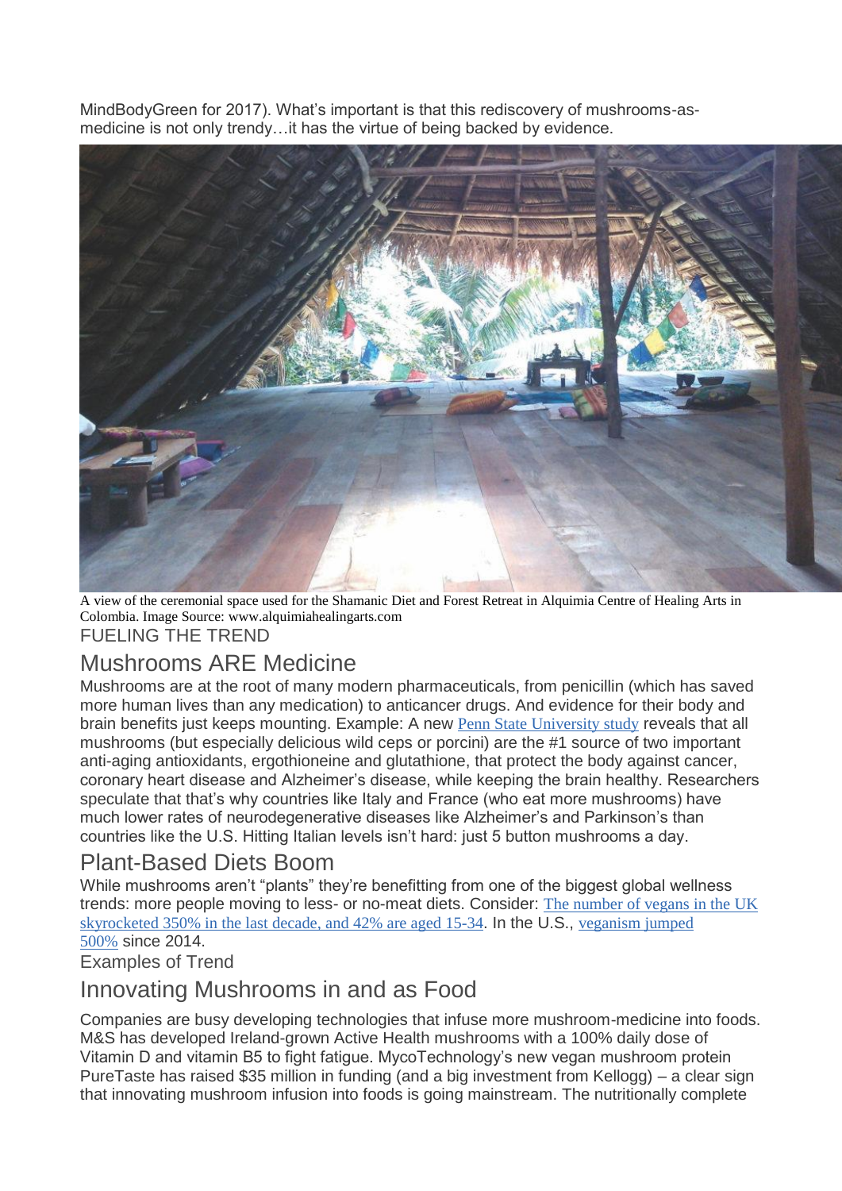MindBodyGreen for 2017). What's important is that this rediscovery of mushrooms-as-medicine is not only trendy…it has the virtue of being backed by evidence.

A view of the ceremonial space used for the Shamanic Diet and Forest Retreat in Alquimia Centre of Healing Arts in Colombia. Image Source: www.alquimiahealingarts.com

FUELING THE TREND

## Mushrooms ARE Medicine

Mushrooms are at the root of many modern pharmaceuticals, from penicillin (which has saved more human lives than any medication) to anticancer drugs. And evidence for their body and brain benefits just keeps mounting. Example: A new Penn State University study reveals that all mushrooms (but especially delicious wild ceps or porcini) are the #1 source of two important anti-aging antioxidants, ergothioneine and glutathione, that protect the body against cancer, coronary heart disease and Alzheimer's disease, while keeping the brain healthy. Researchers speculate that that's why countries like Italy and France (who eat more mushrooms) have much lower rates of neurodegenerative diseases like Alzheimer's and Parkinson's than countries like the U.S. Hitting Italian levels isn't hard: just 5 button mushrooms a day.

## Plant-Based Diets Boom

While mushrooms aren't "plants" they're benefitting from one of the biggest global wellness trends: more people moving to less- or no-meat diets. Consider: The number of vegans in the UK skyrocketed 350% in the last decade, and 42% are aged 15-34. In the U.S., veganism jumped 500% since 2014.

Examples of Trend

## Innovating Mushrooms in and as Food

Companies are busy developing technologies that infuse more mushroom-medicine into foods. M&S has developed Ireland-grown Active Health mushrooms with a 100% daily dose of Vitamin D and vitamin B5 to fight fatigue. MycoTechnology's new vegan mushroom protein PureTaste has raised $35 million in funding (and a big investment from Kellogg) – a clear sign that innovating mushroom infusion into foods is going mainstream. The nutritionally complete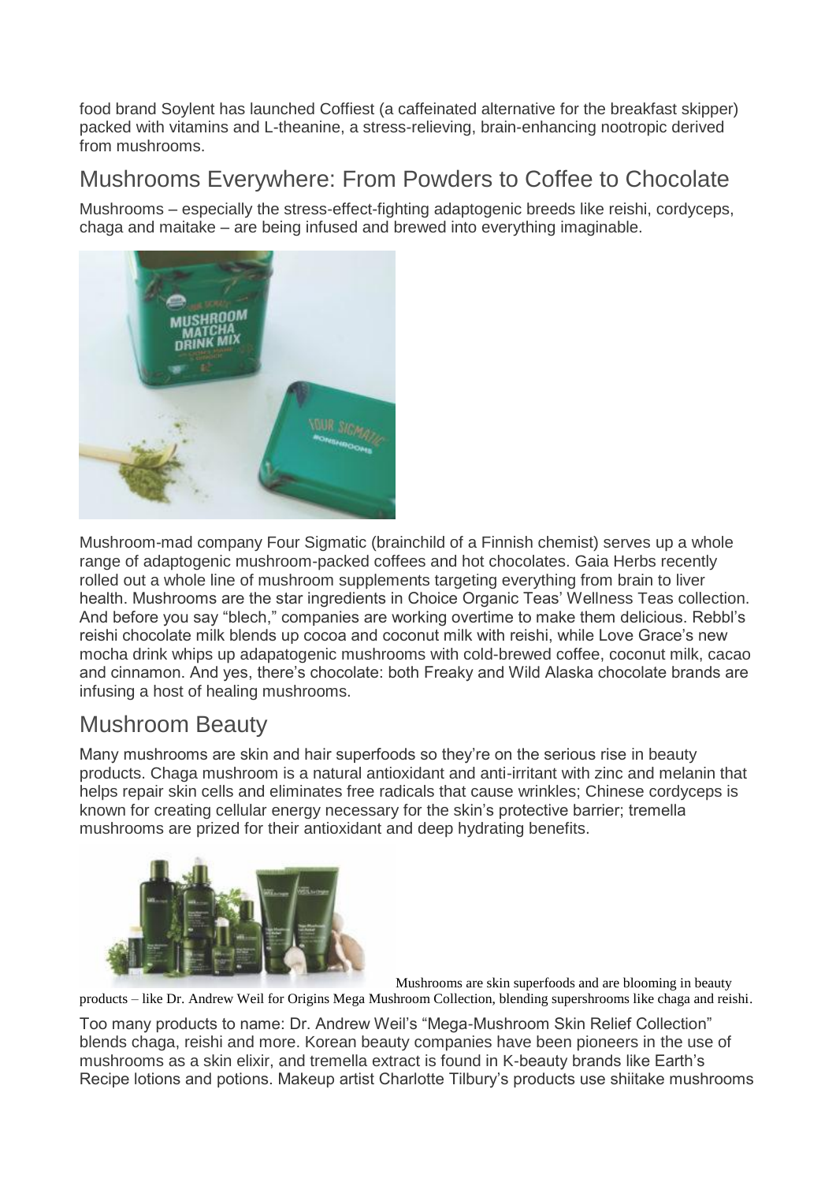food brand Soylent has launched Coffiest (a caffeinated alternative for the breakfast skipper) packed with vitamins and L-theanine, a stress-relieving, brain-enhancing nootropic derived from mushrooms.

## Mushrooms Everywhere: From Powders to Coffee to Chocolate

Mushrooms – especially the stress-effect-fighting adaptogenic breeds like reishi, cordyceps, chaga and maitake – are being infused and brewed into everything imaginable.

Mushroom-mad company Four Sigmatic (brainchild of a Finnish chemist) serves up a whole range of adaptogenic mushroom-packed coffees and hot chocolates. Gaia Herbs recently rolled out a whole line of mushroom supplements targeting everything from brain to liver health. Mushrooms are the star ingredients in Choice Organic Teas' Wellness Teas collection. And before you say "blech," companies are working overtime to make them delicious. Rebbl's reishi chocolate milk blends up cocoa and coconut milk with reishi, while Love Grace's new mocha drink whips up adapatogenic mushrooms with cold-brewed coffee, coconut milk, cacao and cinnamon. And yes, there's chocolate: both Freaky and Wild Alaska chocolate brands are infusing a host of healing mushrooms.

## Mushroom Beauty

Many mushrooms are skin and hair superfoods so they're on the serious rise in beauty products. Chaga mushroom is a natural antioxidant and anti-irritant with zinc and melanin that helps repair skin cells and eliminates free radicals that cause wrinkles; Chinese cordyceps is known for creating cellular energy necessary for the skin's protective barrier; tremella mushrooms are prized for their antioxidant and deep hydrating benefits.

Mushrooms are skin superfoods and are blooming in beauty products – like Dr. Andrew Weil for Origins Mega Mushroom Collection, blending supershrooms like chaga and reishi.

Too many products to name: Dr. Andrew Weil's "Mega-Mushroom Skin Relief Collection" blends chaga, reishi and more. Korean beauty companies have been pioneers in the use of mushrooms as a skin elixir, and tremella extract is found in K-beauty brands like Earth's Recipe lotions and potions. Makeup artist Charlotte Tilbury's products use shiitake mushrooms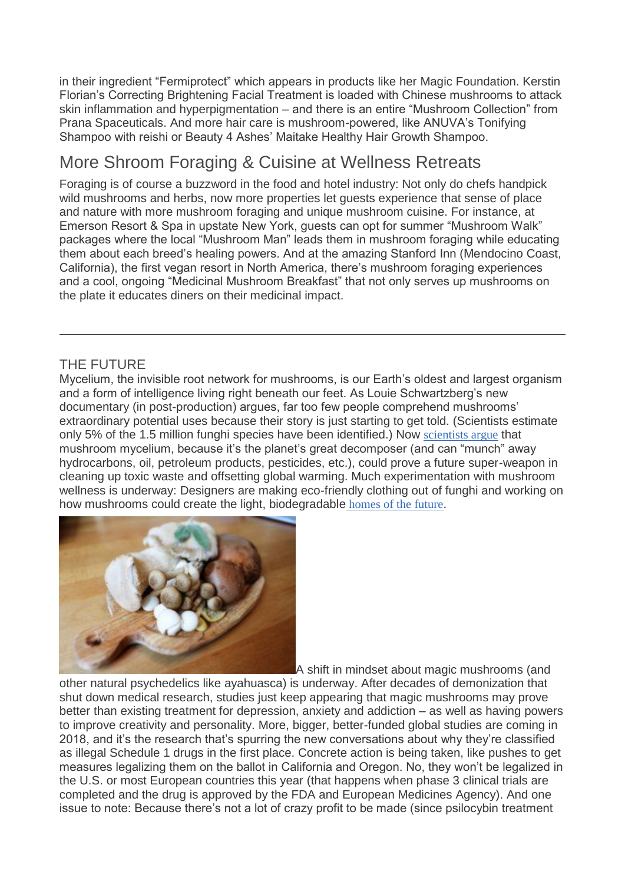in their ingredient "Fermiprotect" which appears in products like her Magic Foundation. Kerstin Florian's Correcting Brightening Facial Treatment is loaded with Chinese mushrooms to attack skin inflammation and hyperpigmentation – and there is an entire "Mushroom Collection" from Prana Spaceuticals. And more hair care is mushroom-powered, like ANUVA's Tonifying Shampoo with reishi or Beauty 4 Ashes' Maitake Healthy Hair Growth Shampoo.

## More Shroom Foraging & Cuisine at Wellness Retreats

Foraging is of course a buzzword in the food and hotel industry: Not only do chefs handpick wild mushrooms and herbs, now more properties let guests experience that sense of place and nature with more mushroom foraging and unique mushroom cuisine. For instance, at Emerson Resort & Spa in upstate New York, guests can opt for summer "Mushroom Walk" packages where the local "Mushroom Man" leads them in mushroom foraging while educating them about each breed's healing powers. And at the amazing Stanford Inn (Mendocino Coast, California), the first vegan resort in North America, there's mushroom foraging experiences and a cool, ongoing "Medicinal Mushroom Breakfast" that not only serves up mushrooms on the plate it educates diners on their medicinal impact.

---

### THE FUTURE

Mycelium, the invisible root network for mushrooms, is our Earth's oldest and largest organism and a form of intelligence living right beneath our feet. As Louie Schwartzberg's new documentary (in post-production) argues, far too few people comprehend mushrooms' extraordinary potential uses because their story is just starting to get told. (Scientists estimate only 5% of the 1.5 million funghi species have been identified.) Now scientists argue that mushroom mycelium, because it's the planet's great decomposer (and can "munch" away hydrocarbons, oil, petroleum products, pesticides, etc.), could prove a future super-weapon in cleaning up toxic waste and offsetting global warming. Much experimentation with mushroom wellness is underway: Designers are making eco-friendly clothing out of funghi and working on how mushrooms could create the light, biodegradable homes of the future.

A shift in mindset about magic mushrooms (and other natural psychedelics like ayahuasca) is underway. After decades of demonization that shut down medical research, studies just keep appearing that magic mushrooms may prove better than existing treatment for depression, anxiety and addiction – as well as having powers to improve creativity and personality. More, bigger, better-funded global studies are coming in 2018, and it's the research that's spurring the new conversations about why they're classified as illegal Schedule 1 drugs in the first place. Concrete action is being taken, like pushes to get measures legalizing them on the ballot in California and Oregon. No, they won't be legalized in the U.S. or most European countries this year (that happens when phase 3 clinical trials are completed and the drug is approved by the FDA and European Medicines Agency). And one issue to note: Because there's not a lot of crazy profit to be made (since psilocybin treatment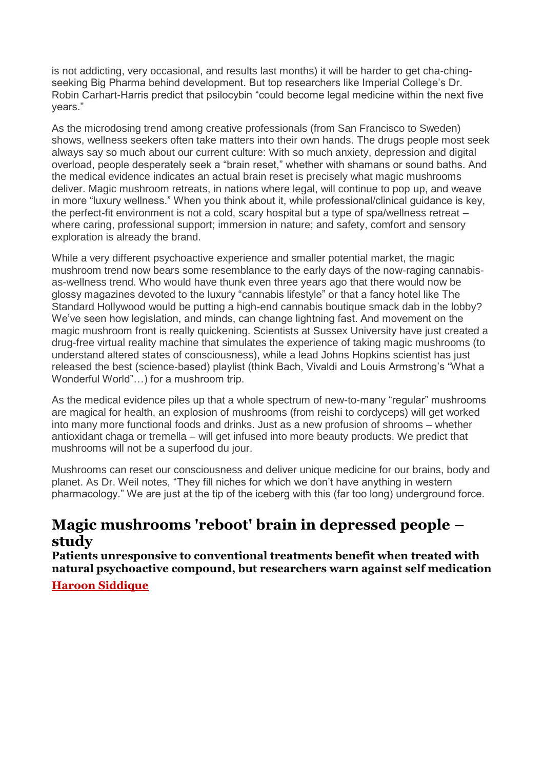is not addicting, very occasional, and results last months) it will be harder to get cha-ching-seeking Big Pharma behind development. But top researchers like Imperial College's Dr. Robin Carhart-Harris predict that psilocybin "could become legal medicine within the next five years."

As the microdosing trend among creative professionals (from San Francisco to Sweden) shows, wellness seekers often take matters into their own hands. The drugs people most seek always say so much about our current culture: With so much anxiety, depression and digital overload, people desperately seek a "brain reset," whether with shamans or sound baths. And the medical evidence indicates an actual brain reset is precisely what magic mushrooms deliver. Magic mushroom retreats, in nations where legal, will continue to pop up, and weave in more "luxury wellness." When you think about it, while professional/clinical guidance is key, the perfect-fit environment is not a cold, scary hospital but a type of spa/wellness retreat – where caring, professional support; immersion in nature; and safety, comfort and sensory exploration is already the brand.

While a very different psychoactive experience and smaller potential market, the magic mushroom trend now bears some resemblance to the early days of the now-raging cannabis-as-wellness trend. Who would have thunk even three years ago that there would now be glossy magazines devoted to the luxury "cannabis lifestyle" or that a fancy hotel like The Standard Hollywood would be putting a high-end cannabis boutique smack dab in the lobby? We've seen how legislation, and minds, can change lightning fast. And movement on the magic mushroom front is really quickening. Scientists at Sussex University have just created a drug-free virtual reality machine that simulates the experience of taking magic mushrooms (to understand altered states of consciousness), while a lead Johns Hopkins scientist has just released the best (science-based) playlist (think Bach, Vivaldi and Louis Armstrong's "What a Wonderful World"…) for a mushroom trip.

As the medical evidence piles up that a whole spectrum of new-to-many "regular" mushrooms are magical for health, an explosion of mushrooms (from reishi to cordyceps) will get worked into many more functional foods and drinks. Just as a new profusion of shrooms – whether antioxidant chaga or tremella – will get infused into more beauty products. We predict that mushrooms will not be a superfood du jour.

Mushrooms can reset our consciousness and deliver unique medicine for our brains, body and planet. As Dr. Weil notes, "They fill niches for which we don't have anything in western pharmacology." We are just at the tip of the iceberg with this (far too long) underground force.

## Magic mushrooms 'reboot' brain in depressed people – study

**Patients unresponsive to conventional treatments benefit when treated with natural psychoactive compound, but researchers warn against self medication**

**Haroon Siddique**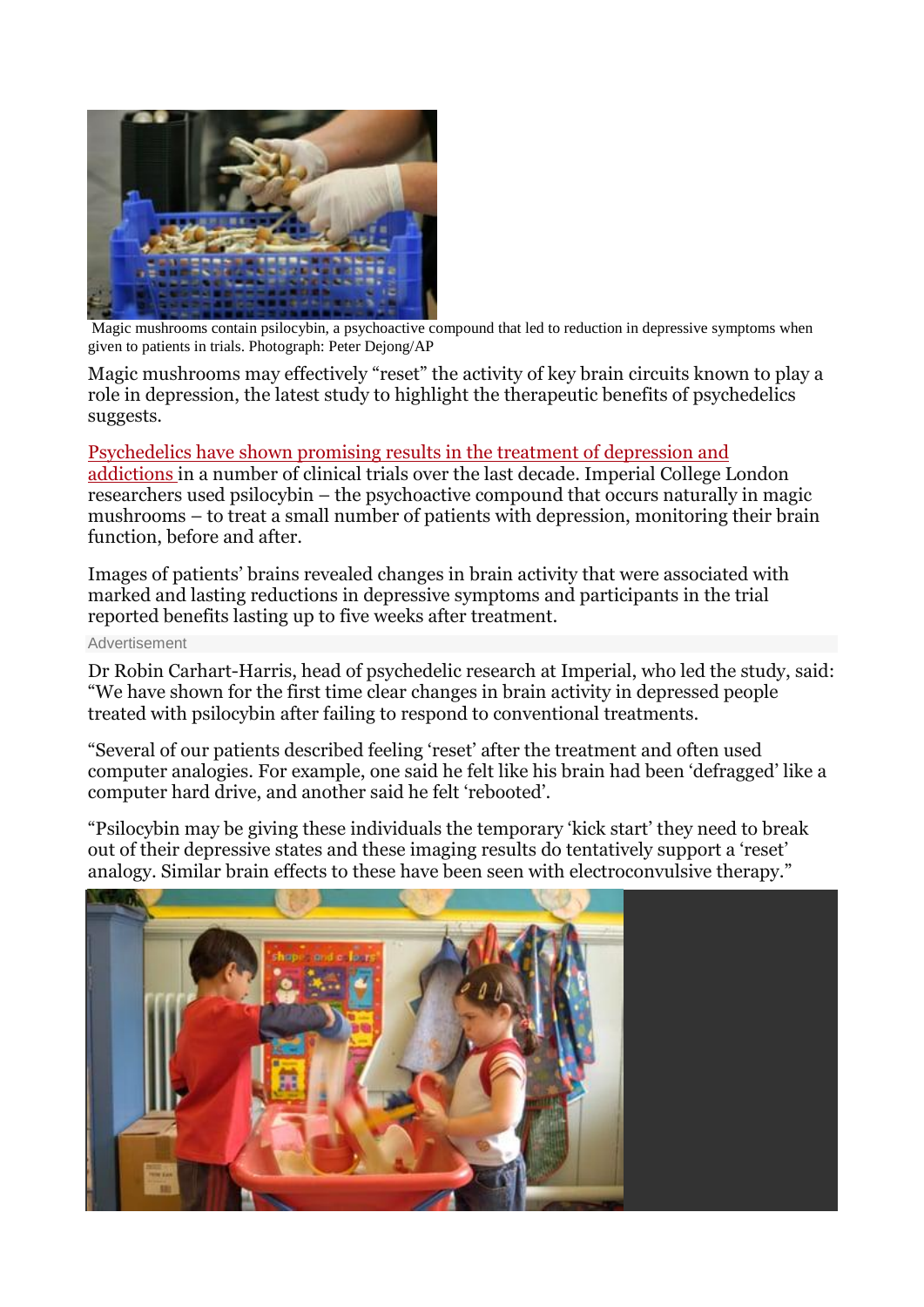Magic mushrooms contain psilocybin, a psychoactive compound that led to reduction in depressive symptoms when given to patients in trials. Photograph: Peter Dejong/AP

Magic mushrooms may effectively "reset" the activity of key brain circuits known to play a role in depression, the latest study to highlight the therapeutic benefits of psychedelics suggests.

Psychedelics have shown promising results in the treatment of depression and addictions in a number of clinical trials over the last decade. Imperial College London researchers used psilocybin – the psychoactive compound that occurs naturally in magic mushrooms – to treat a small number of patients with depression, monitoring their brain function, before and after.

Images of patients' brains revealed changes in brain activity that were associated with marked and lasting reductions in depressive symptoms and participants in the trial reported benefits lasting up to five weeks after treatment.

Advertisement

Dr Robin Carhart-Harris, head of psychedelic research at Imperial, who led the study, said: "We have shown for the first time clear changes in brain activity in depressed people treated with psilocybin after failing to respond to conventional treatments.

"Several of our patients described feeling 'reset' after the treatment and often used computer analogies. For example, one said he felt like his brain had been 'defragged' like a computer hard drive, and another said he felt 'rebooted'.

"Psilocybin may be giving these individuals the temporary 'kick start' they need to break out of their depressive states and these imaging results do tentatively support a 'reset' analogy. Similar brain effects to these have been seen with electroconvulsive therapy."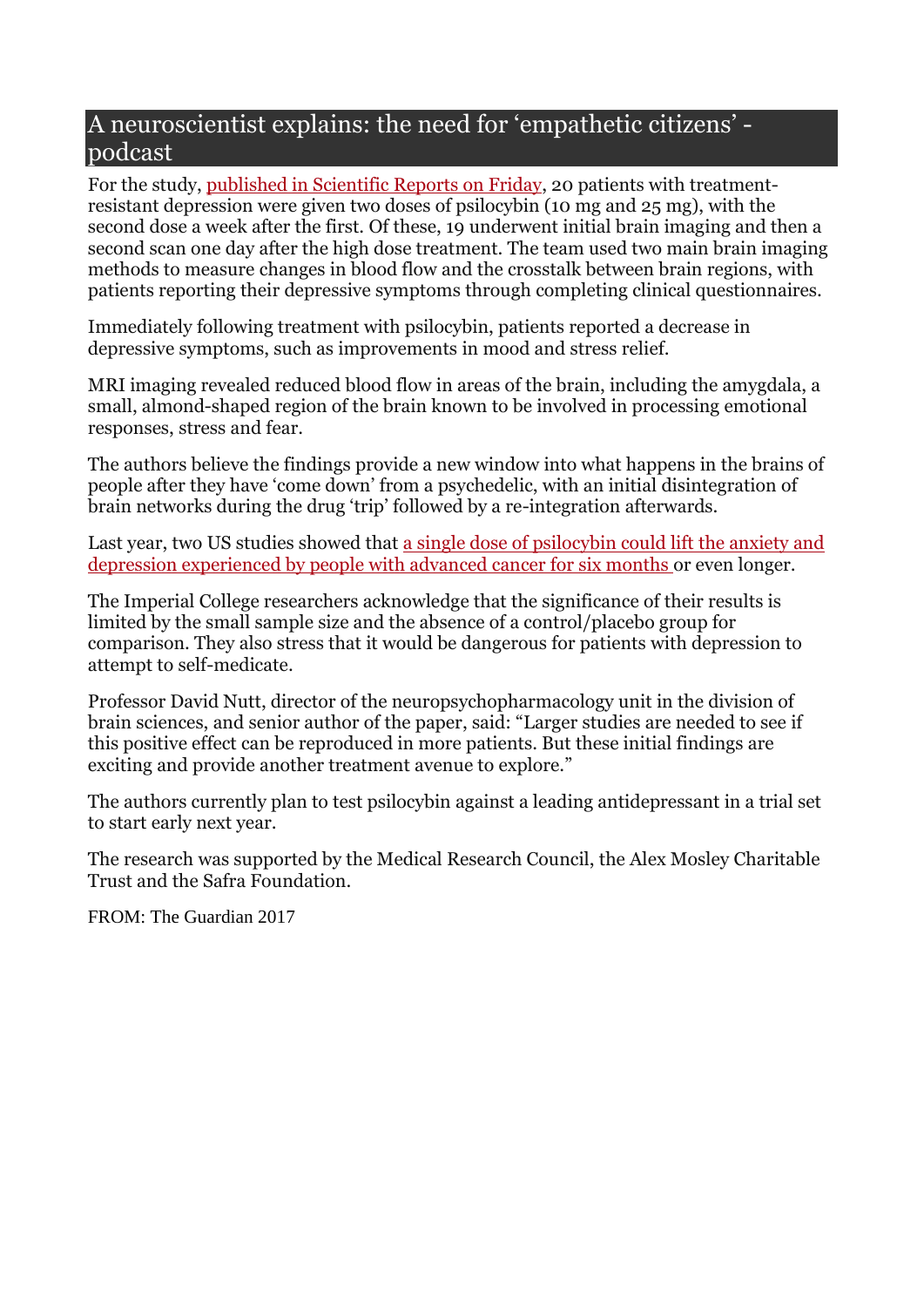## A neuroscientist explains: the need for ‘empathetic citizens’ - podcast

For the study, published in Scientific Reports on Friday, 20 patients with treatment-resistant depression were given two doses of psilocybin (10 mg and 25 mg), with the second dose a week after the first. Of these, 19 underwent initial brain imaging and then a second scan one day after the high dose treatment. The team used two main brain imaging methods to measure changes in blood flow and the crosstalk between brain regions, with patients reporting their depressive symptoms through completing clinical questionnaires.

Immediately following treatment with psilocybin, patients reported a decrease in depressive symptoms, such as improvements in mood and stress relief.

MRI imaging revealed reduced blood flow in areas of the brain, including the amygdala, a small, almond-shaped region of the brain known to be involved in processing emotional responses, stress and fear.

The authors believe the findings provide a new window into what happens in the brains of people after they have ‘come down’ from a psychedelic, with an initial disintegration of brain networks during the drug ‘trip’ followed by a re-integration afterwards.

Last year, two US studies showed that a single dose of psilocybin could lift the anxiety and depression experienced by people with advanced cancer for six months or even longer.

The Imperial College researchers acknowledge that the significance of their results is limited by the small sample size and the absence of a control/placebo group for comparison. They also stress that it would be dangerous for patients with depression to attempt to self-medicate.

Professor David Nutt, director of the neuropsychopharmacology unit in the division of brain sciences, and senior author of the paper, said: “Larger studies are needed to see if this positive effect can be reproduced in more patients. But these initial findings are exciting and provide another treatment avenue to explore.”

The authors currently plan to test psilocybin against a leading antidepressant in a trial set to start early next year.

The research was supported by the Medical Research Council, the Alex Mosley Charitable Trust and the Safra Foundation.

FROM: The Guardian 2017